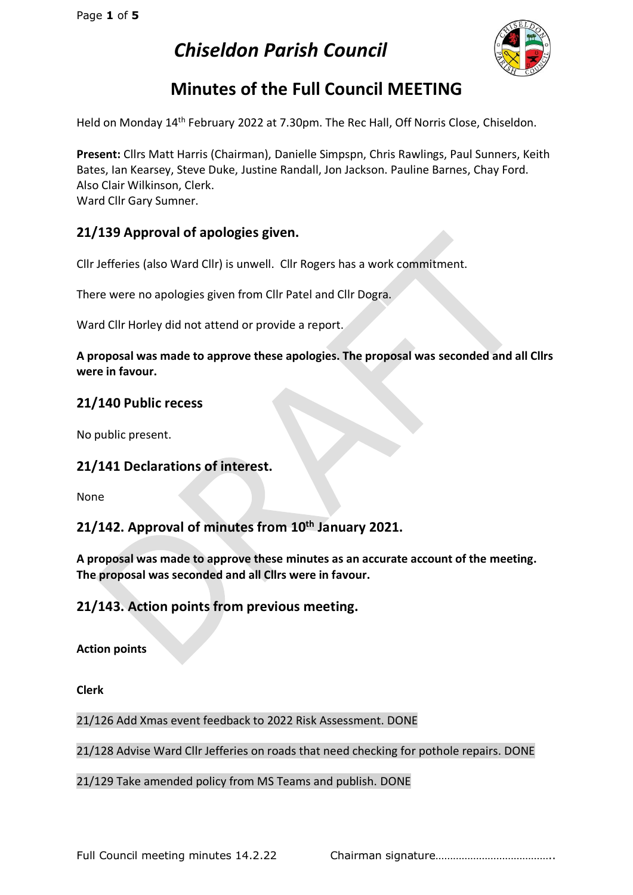# Chiseldon Parish Council

## Minutes of the Full Council MEETING

Held on Monday 14th February 2022 at 7.30pm. The Rec Hall, Off Norris Close, Chiseldon.

**Present:** Cllrs Matt Harris (Chairman), Danielle Simpspn, Chris Rawlings, Paul Sunners, Keith Bates, Ian Kearsey, Steve Duke, Justine Randall, Jon Jackson. Pauline Barnes, Chay Ford. Also Clair Wilkinson, Clerk.
Ward Cllr Gary Sumner.

### 21/139 Approval of apologies given.

Cllr Jefferies (also Ward Cllr) is unwell. Cllr Rogers has a work commitment.

There were no apologies given from Cllr Patel and Cllr Dogra.

Ward Cllr Horley did not attend or provide a report.

**A proposal was made to approve these apologies. The proposal was seconded and all Cllrs were in favour.**

### 21/140 Public recess

No public present.

### 21/141 Declarations of interest.

None

### 21/142. Approval of minutes from 10th January 2021.

**A proposal was made to approve these minutes as an accurate account of the meeting. The proposal was seconded and all Cllrs were in favour.**

### 21/143. Action points from previous meeting.

**Action points**

**Clerk**

21/126 Add Xmas event feedback to 2022 Risk Assessment. DONE

21/128 Advise Ward Cllr Jefferies on roads that need checking for pothole repairs. DONE

21/129 Take amended policy from MS Teams and publish. DONE

Full Council meeting minutes 14.2.22 Chairman signature…………………………………..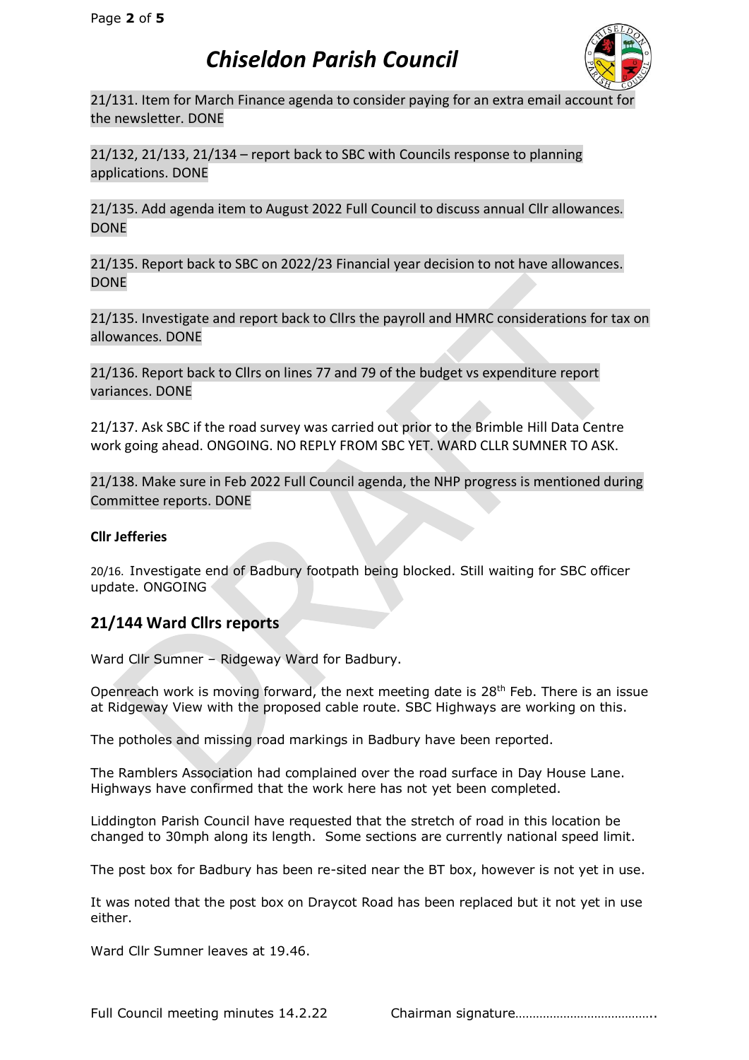21/131. Item for March Finance agenda to consider paying for an extra email account for the newsletter. DONE

21/132, 21/133, 21/134 – report back to SBC with Councils response to planning applications. DONE

21/135. Add agenda item to August 2022 Full Council to discuss annual Cllr allowances. DONE

21/135. Report back to SBC on 2022/23 Financial year decision to not have allowances. DONE

21/135. Investigate and report back to Cllrs the payroll and HMRC considerations for tax on allowances. DONE

21/136. Report back to Cllrs on lines 77 and 79 of the budget vs expenditure report variances. DONE

21/137. Ask SBC if the road survey was carried out prior to the Brimble Hill Data Centre work going ahead. ONGOING. NO REPLY FROM SBC YET. WARD CLLR SUMNER TO ASK.

21/138. Make sure in Feb 2022 Full Council agenda, the NHP progress is mentioned during Committee reports. DONE

**Cllr Jefferies**

20/16. Investigate end of Badbury footpath being blocked. Still waiting for SBC officer update. ONGOING

## 21/144 Ward Cllrs reports

Ward Cllr Sumner – Ridgeway Ward for Badbury.

Openreach work is moving forward, the next meeting date is 28th Feb. There is an issue at Ridgeway View with the proposed cable route. SBC Highways are working on this.

The potholes and missing road markings in Badbury have been reported.

The Ramblers Association had complained over the road surface in Day House Lane. Highways have confirmed that the work here has not yet been completed.

Liddington Parish Council have requested that the stretch of road in this location be changed to 30mph along its length. Some sections are currently national speed limit.

The post box for Badbury has been re-sited near the BT box, however is not yet in use.

It was noted that the post box on Draycot Road has been replaced but it not yet in use either.

Ward Cllr Sumner leaves at 19.46.

Full Council meeting minutes 14.2.22 Chairman signature…………………………………..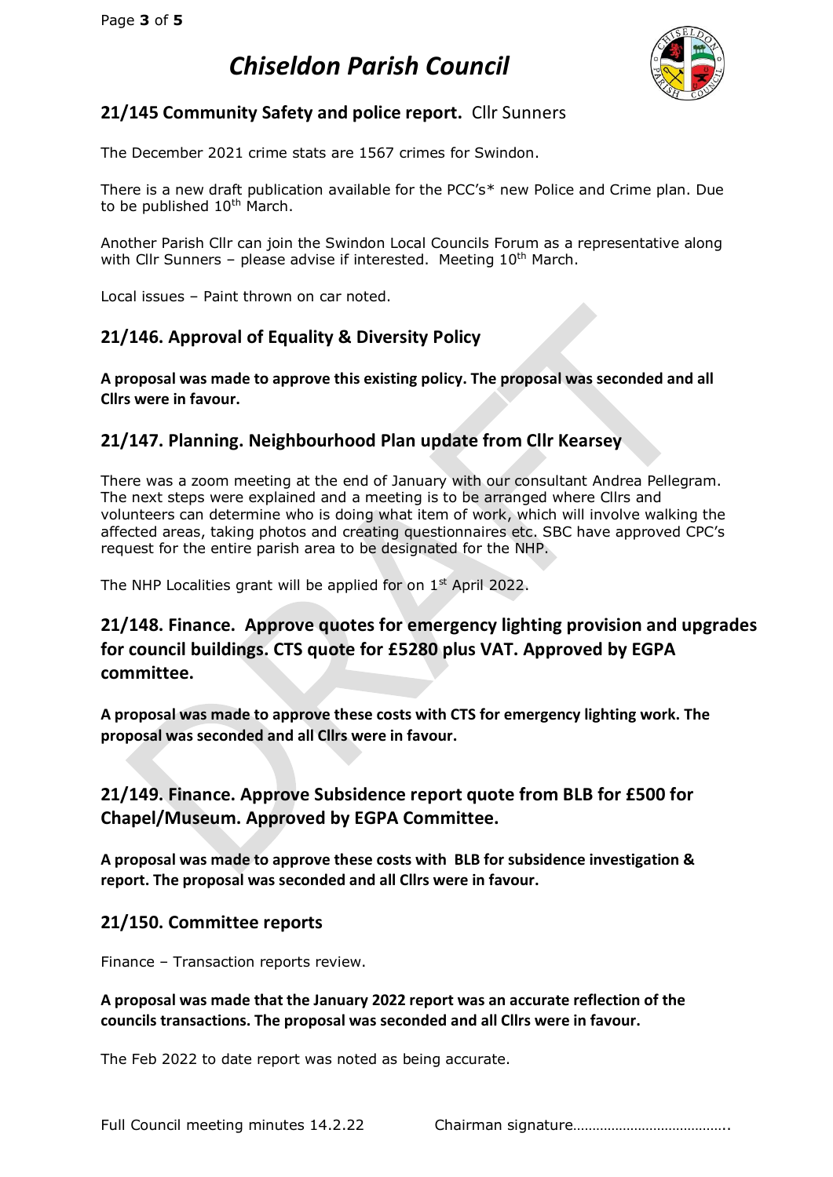# Chiseldon Parish Council

## 21/145 Community Safety and police report. Cllr Sunners

The December 2021 crime stats are 1567 crimes for Swindon.

There is a new draft publication available for the PCC's* new Police and Crime plan. Due to be published 10th March.

Another Parish Cllr can join the Swindon Local Councils Forum as a representative along with Cllr Sunners – please advise if interested. Meeting 10th March.

Local issues – Paint thrown on car noted.

## 21/146. Approval of Equality & Diversity Policy

**A proposal was made to approve this existing policy. The proposal was seconded and all Cllrs were in favour.**

## 21/147. Planning. Neighbourhood Plan update from Cllr Kearsey

There was a zoom meeting at the end of January with our consultant Andrea Pellegram. The next steps were explained and a meeting is to be arranged where Cllrs and volunteers can determine who is doing what item of work, which will involve walking the affected areas, taking photos and creating questionnaires etc. SBC have approved CPC's request for the entire parish area to be designated for the NHP.

The NHP Localities grant will be applied for on 1st April 2022.

## 21/148. Finance. Approve quotes for emergency lighting provision and upgrades for council buildings. CTS quote for £5280 plus VAT. Approved by EGPA committee.

**A proposal was made to approve these costs with CTS for emergency lighting work. The proposal was seconded and all Cllrs were in favour.**

## 21/149. Finance. Approve Subsidence report quote from BLB for £500 for Chapel/Museum. Approved by EGPA Committee.

**A proposal was made to approve these costs with BLB for subsidence investigation & report. The proposal was seconded and all Cllrs were in favour.**

## 21/150. Committee reports

Finance – Transaction reports review.

**A proposal was made that the January 2022 report was an accurate reflection of the councils transactions. The proposal was seconded and all Cllrs were in favour.**

The Feb 2022 to date report was noted as being accurate.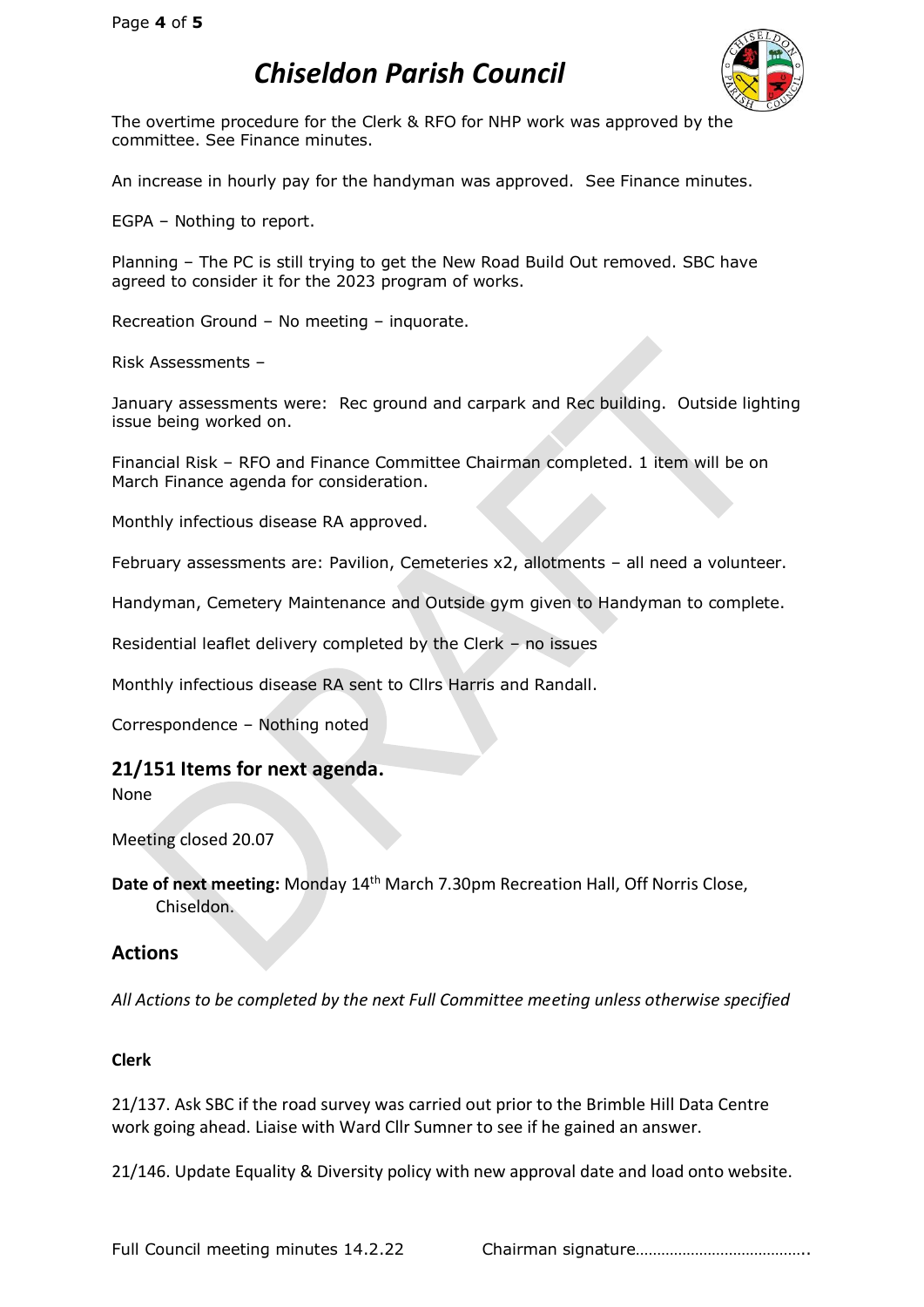The overtime procedure for the Clerk & RFO for NHP work was approved by the committee. See Finance minutes.

An increase in hourly pay for the handyman was approved. See Finance minutes.

EGPA – Nothing to report.

Planning – The PC is still trying to get the New Road Build Out removed. SBC have agreed to consider it for the 2023 program of works.

Recreation Ground – No meeting – inquorate.

Risk Assessments –

January assessments were: Rec ground and carpark and Rec building. Outside lighting issue being worked on.

Financial Risk – RFO and Finance Committee Chairman completed. 1 item will be on March Finance agenda for consideration.

Monthly infectious disease RA approved.

February assessments are: Pavilion, Cemeteries x2, allotments – all need a volunteer.

Handyman, Cemetery Maintenance and Outside gym given to Handyman to complete.

Residential leaflet delivery completed by the Clerk – no issues

Monthly infectious disease RA sent to Cllrs Harris and Randall.

Correspondence – Nothing noted

## 21/151 Items for next agenda.

None

Meeting closed 20.07

**Date of next meeting:** Monday 14th March 7.30pm Recreation Hall, Off Norris Close, Chiseldon.

## Actions

*All Actions to be completed by the next Full Committee meeting unless otherwise specified*

**Clerk**

21/137. Ask SBC if the road survey was carried out prior to the Brimble Hill Data Centre work going ahead. Liaise with Ward Cllr Sumner to see if he gained an answer.

21/146. Update Equality & Diversity policy with new approval date and load onto website.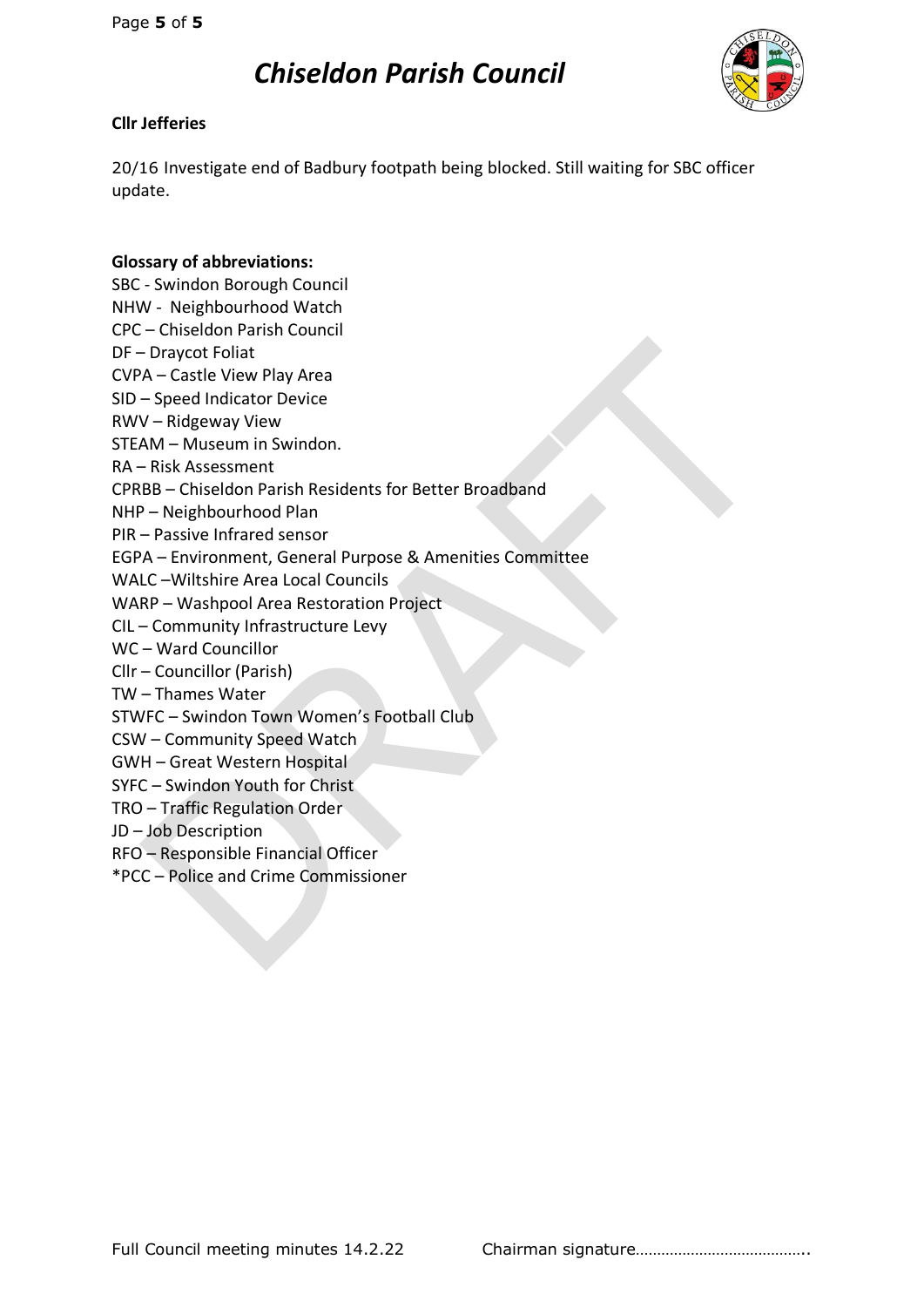**Cllr Jefferies**

20/16 Investigate end of Badbury footpath being blocked. Still waiting for SBC officer update.

**Glossary of abbreviations:**

SBC - Swindon Borough Council
NHW - Neighbourhood Watch
CPC – Chiseldon Parish Council
DF – Draycot Foliat
CVPA – Castle View Play Area
SID – Speed Indicator Device
RWV – Ridgeway View
STEAM – Museum in Swindon.
RA – Risk Assessment
CPRBB – Chiseldon Parish Residents for Better Broadband
NHP – Neighbourhood Plan
PIR – Passive Infrared sensor
EGPA – Environment, General Purpose & Amenities Committee
WALC –Wiltshire Area Local Councils
WARP – Washpool Area Restoration Project
CIL – Community Infrastructure Levy
WC – Ward Councillor
Cllr – Councillor (Parish)
TW – Thames Water
STWFC – Swindon Town Women's Football Club
CSW – Community Speed Watch
GWH – Great Western Hospital
SYFC – Swindon Youth for Christ
TRO – Traffic Regulation Order
JD – Job Description
RFO – Responsible Financial Officer
*PCC – Police and Crime Commissioner

Full Council meeting minutes 14.2.22 Chairman signature…………………………………..